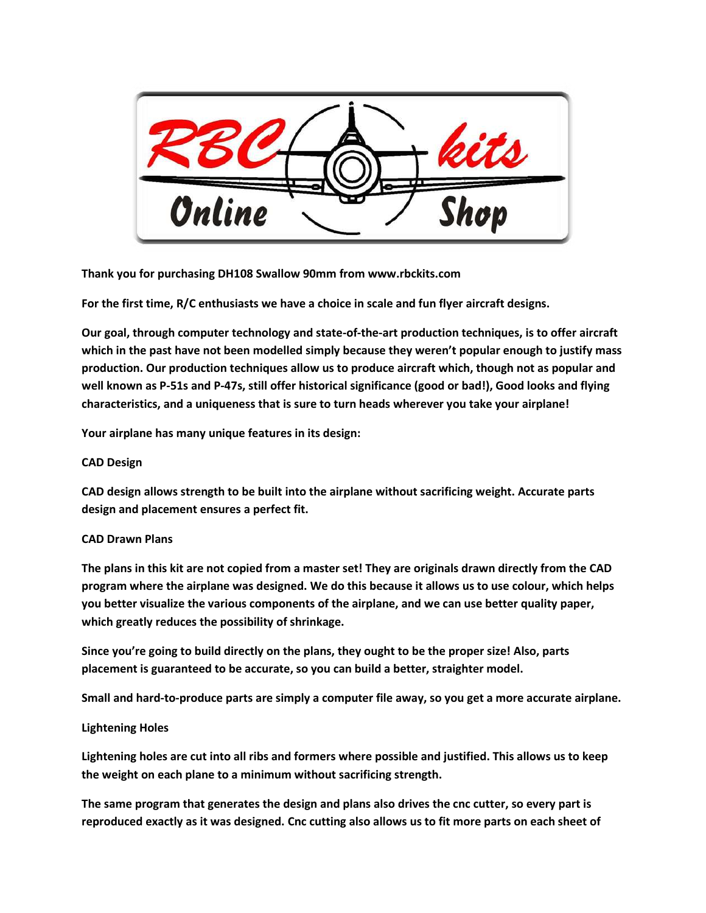**Thank you for purchasing DH108 Swallow 90mm from www.rbckits.com**

**For the first time, R/C enthusiasts we have a choice in scale and fun flyer aircraft designs.**

**Our goal, through computer technology and state-of-the-art production techniques, is to offer aircraft which in the past have not been modelled simply because they weren't popular enough to justify mass production. Our production techniques allow us to produce aircraft which, though not as popular and well known as P-51s and P-47s, still offer historical significance (good or bad!), Good looks and flying characteristics, and a uniqueness that is sure to turn heads wherever you take your airplane!**

**Your airplane has many unique features in its design:**

**CAD Design**

**CAD design allows strength to be built into the airplane without sacrificing weight. Accurate parts design and placement ensures a perfect fit.**

**CAD Drawn Plans**

**The plans in this kit are not copied from a master set! They are originals drawn directly from the CAD program where the airplane was designed. We do this because it allows us to use colour, which helps you better visualize the various components of the airplane, and we can use better quality paper, which greatly reduces the possibility of shrinkage.**

**Since you're going to build directly on the plans, they ought to be the proper size! Also, parts placement is guaranteed to be accurate, so you can build a better, straighter model.**

**Small and hard-to-produce parts are simply a computer file away, so you get a more accurate airplane.**

**Lightening Holes**

**Lightening holes are cut into all ribs and formers where possible and justified. This allows us to keep the weight on each plane to a minimum without sacrificing strength.**

**The same program that generates the design and plans also drives the cnc cutter, so every part is reproduced exactly as it was designed. Cnc cutting also allows us to fit more parts on each sheet of**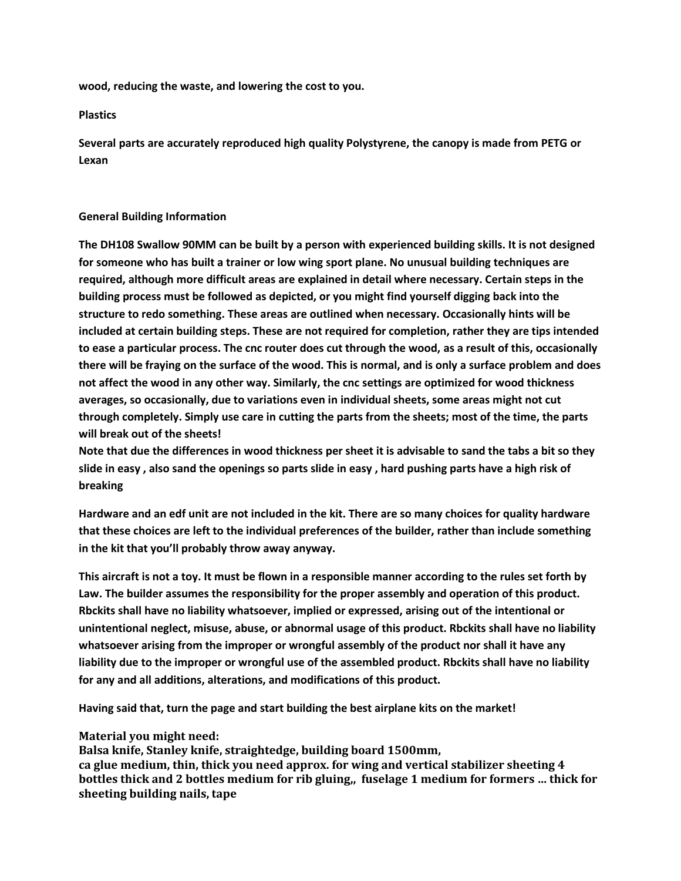**wood, reducing the waste, and lowering the cost to you.**

**Plastics**

**Several parts are accurately reproduced high quality Polystyrene, the canopy is made from PETG or Lexan**

**General Building Information**

**The DH108 Swallow 90MM can be built by a person with experienced building skills. It is not designed for someone who has built a trainer or low wing sport plane. No unusual building techniques are required, although more difficult areas are explained in detail where necessary. Certain steps in the building process must be followed as depicted, or you might find yourself digging back into the structure to redo something. These areas are outlined when necessary. Occasionally hints will be included at certain building steps. These are not required for completion, rather they are tips intended to ease a particular process. The cnc router does cut through the wood, as a result of this, occasionally there will be fraying on the surface of the wood. This is normal, and is only a surface problem and does not affect the wood in any other way. Similarly, the cnc settings are optimized for wood thickness averages, so occasionally, due to variations even in individual sheets, some areas might not cut through completely. Simply use care in cutting the parts from the sheets; most of the time, the parts will break out of the sheets!**
**Note that due the differences in wood thickness per sheet it is advisable to sand the tabs a bit so they slide in easy , also sand the openings so parts slide in easy , hard pushing parts have a high risk of breaking**

**Hardware and an edf unit are not included in the kit. There are so many choices for quality hardware that these choices are left to the individual preferences of the builder, rather than include something in the kit that you'll probably throw away anyway.**

**This aircraft is not a toy. It must be flown in a responsible manner according to the rules set forth by Law. The builder assumes the responsibility for the proper assembly and operation of this product. Rbckits shall have no liability whatsoever, implied or expressed, arising out of the intentional or unintentional neglect, misuse, abuse, or abnormal usage of this product. Rbckits shall have no liability whatsoever arising from the improper or wrongful assembly of the product nor shall it have any liability due to the improper or wrongful use of the assembled product. Rbckits shall have no liability for any and all additions, alterations, and modifications of this product.**

**Having said that, turn the page and start building the best airplane kits on the market!**

**Material you might need:**
**Balsa knife, Stanley knife, straightedge, building board 1500mm,**
**ca glue medium, thin, thick you need approx. for wing and vertical stabilizer sheeting 4 bottles thick and 2 bottles medium for rib gluing,, fuselage 1 medium for formers … thick for sheeting building nails, tape**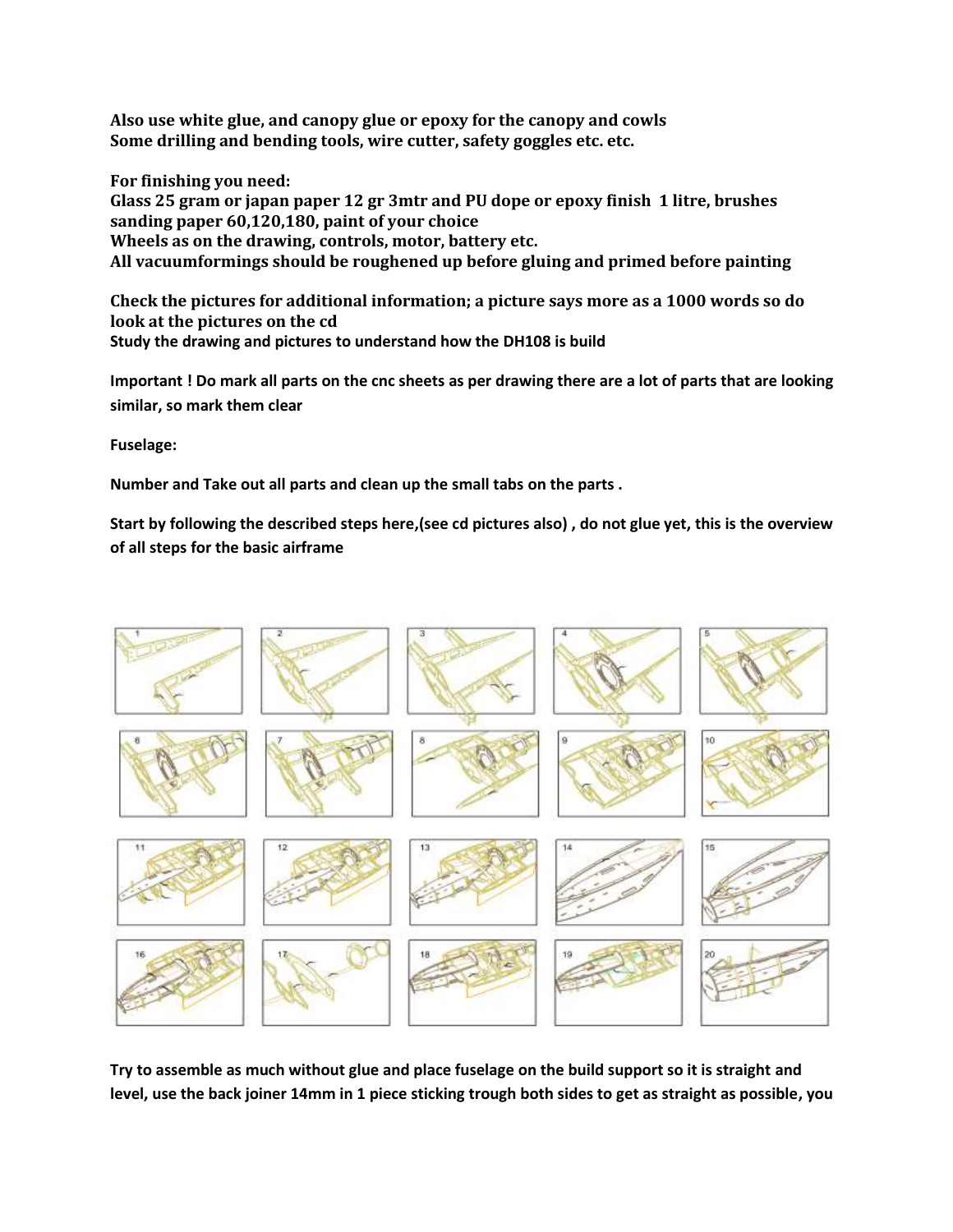**Also use white glue, and canopy glue or epoxy for the canopy and cowls**
**Some drilling and bending tools, wire cutter, safety goggles etc. etc.**

**For finishing you need:**
**Glass 25 gram or japan paper 12 gr 3mtr and PU dope or epoxy finish 1 litre, brushes sanding paper 60,120,180, paint of your choice**
**Wheels as on the drawing, controls, motor, battery etc.**
**All vacuumformings should be roughened up before gluing and primed before painting**

**Check the pictures for additional information; a picture says more as a 1000 words so do look at the pictures on the cd**
**Study the drawing and pictures to understand how the DH108 is build**

**Important ! Do mark all parts on the cnc sheets as per drawing there are a lot of parts that are looking similar, so mark them clear**

**Fuselage:**

**Number and Take out all parts and clean up the small tabs on the parts .**

**Start by following the described steps here,(see cd pictures also) , do not glue yet, this is the overview of all steps for the basic airframe**

**Try to assemble as much without glue and place fuselage on the build support so it is straight and level, use the back joiner 14mm in 1 piece sticking trough both sides to get as straight as possible, you**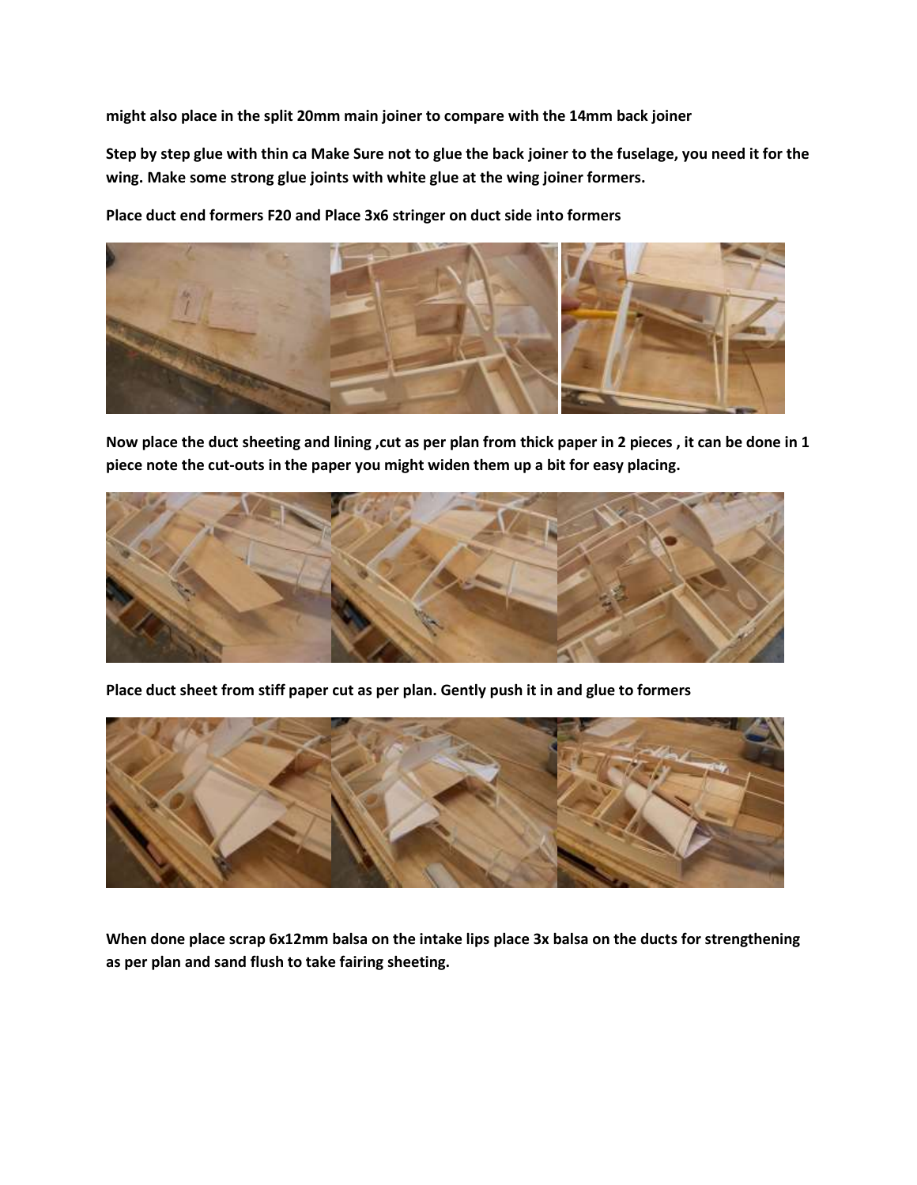**might also place in the split 20mm main joiner to compare with the 14mm back joiner**

**Step by step glue with thin ca Make Sure not to glue the back joiner to the fuselage, you need it for the wing. Make some strong glue joints with white glue at the wing joiner formers.**

**Place duct end formers F20 and Place 3x6 stringer on duct side into formers**

**Now place the duct sheeting and lining ,cut as per plan from thick paper in 2 pieces , it can be done in 1 piece note the cut-outs in the paper you might widen them up a bit for easy placing.**

**Place duct sheet from stiff paper cut as per plan. Gently push it in and glue to formers**

**When done place scrap 6x12mm balsa on the intake lips place 3x balsa on the ducts for strengthening as per plan and sand flush to take fairing sheeting.**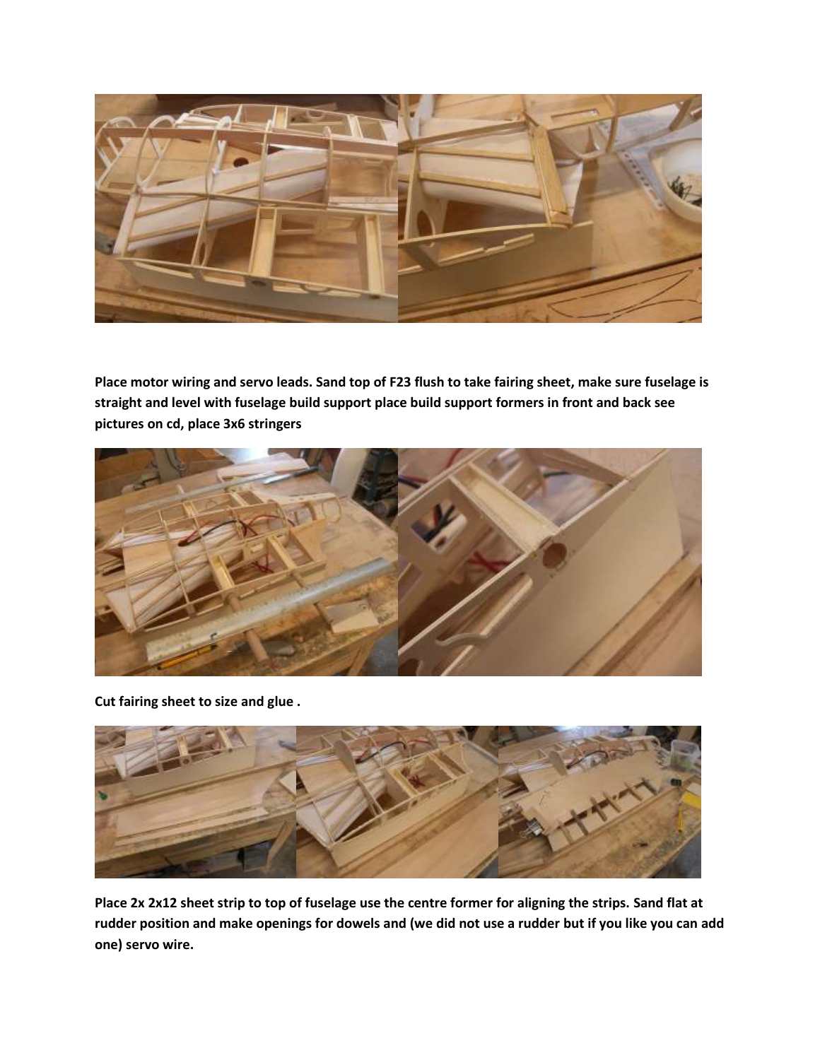**Place motor wiring and servo leads. Sand top of F23 flush to take fairing sheet, make sure fuselage is straight and level with fuselage build support place build support formers in front and back see pictures on cd, place 3x6 stringers**

**Cut fairing sheet to size and glue .**

**Place 2x 2x12 sheet strip to top of fuselage use the centre former for aligning the strips. Sand flat at rudder position and make openings for dowels and (we did not use a rudder but if you like you can add one) servo wire.**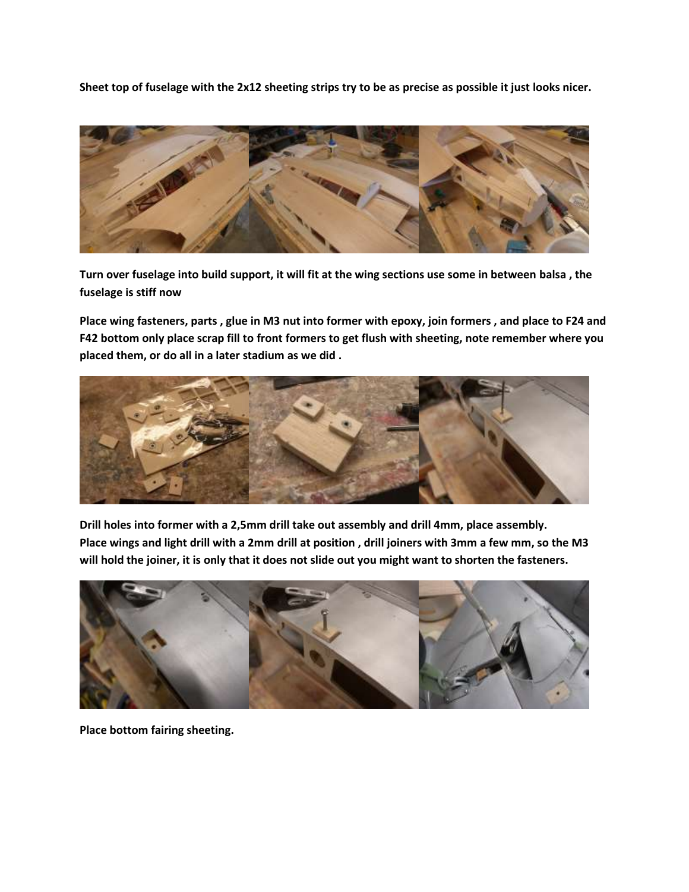**Sheet top of fuselage with the 2x12 sheeting strips try to be as precise as possible it just looks nicer.**

**Turn over fuselage into build support, it will fit at the wing sections use some in between balsa , the fuselage is stiff now**

**Place wing fasteners, parts , glue in M3 nut into former with epoxy, join formers , and place to F24 and F42 bottom only place scrap fill to front formers to get flush with sheeting, note remember where you placed them, or do all in a later stadium as we did .**

**Drill holes into former with a 2,5mm drill take out assembly and drill 4mm, place assembly.**
**Place wings and light drill with a 2mm drill at position , drill joiners with 3mm a few mm, so the M3 will hold the joiner, it is only that it does not slide out you might want to shorten the fasteners.**

**Place bottom fairing sheeting.**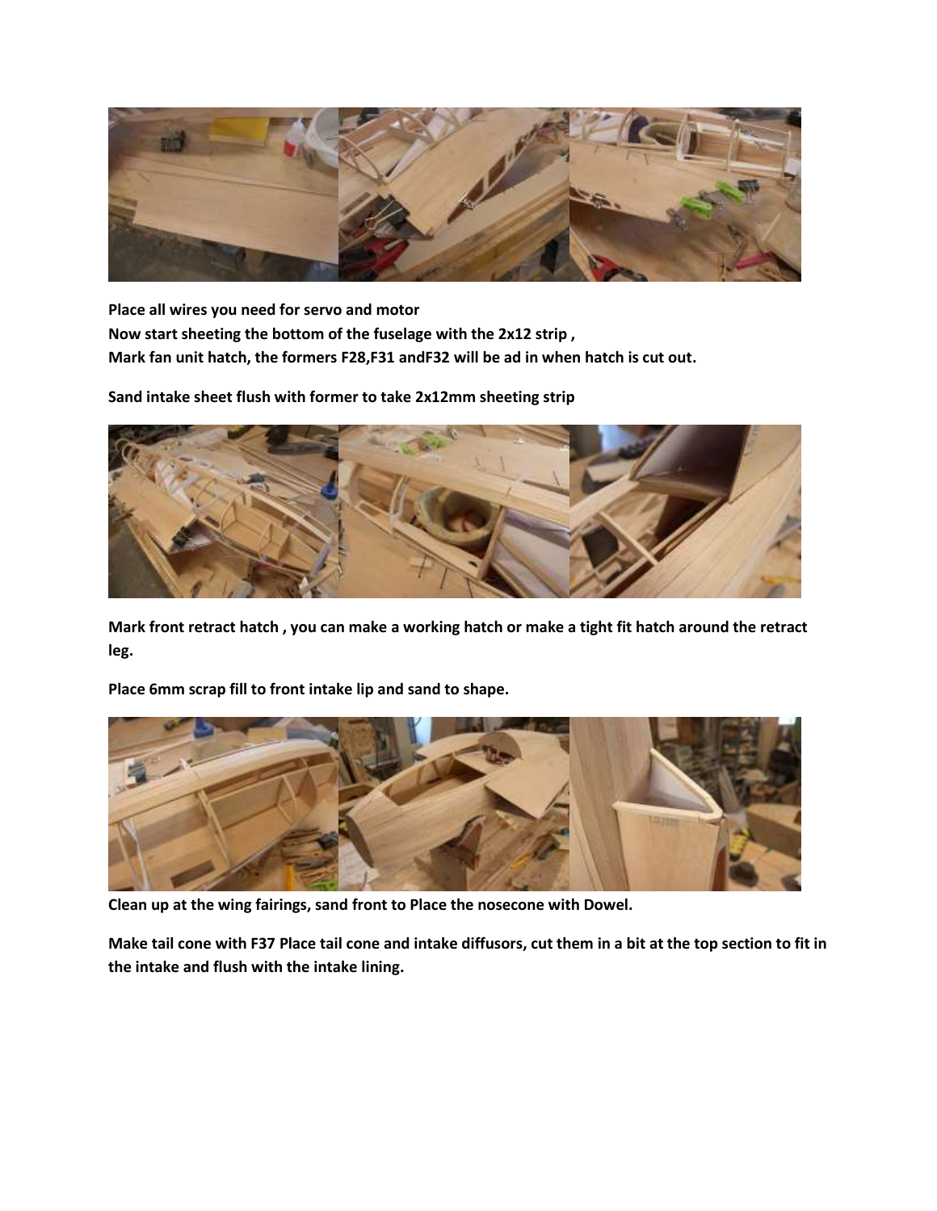**Place all wires you need for servo and motor**
**Now start sheeting the bottom of the fuselage with the 2x12 strip ,**
**Mark fan unit hatch, the formers F28,F31 andF32 will be ad in when hatch is cut out.**

**Sand intake sheet flush with former to take 2x12mm sheeting strip**

**Mark front retract hatch , you can make a working hatch or make a tight fit hatch around the retract leg.**

**Place 6mm scrap fill to front intake lip and sand to shape.**

**Clean up at the wing fairings, sand front to Place the nosecone with Dowel.**

**Make tail cone with F37 Place tail cone and intake diffusors, cut them in a bit at the top section to fit in the intake and flush with the intake lining.**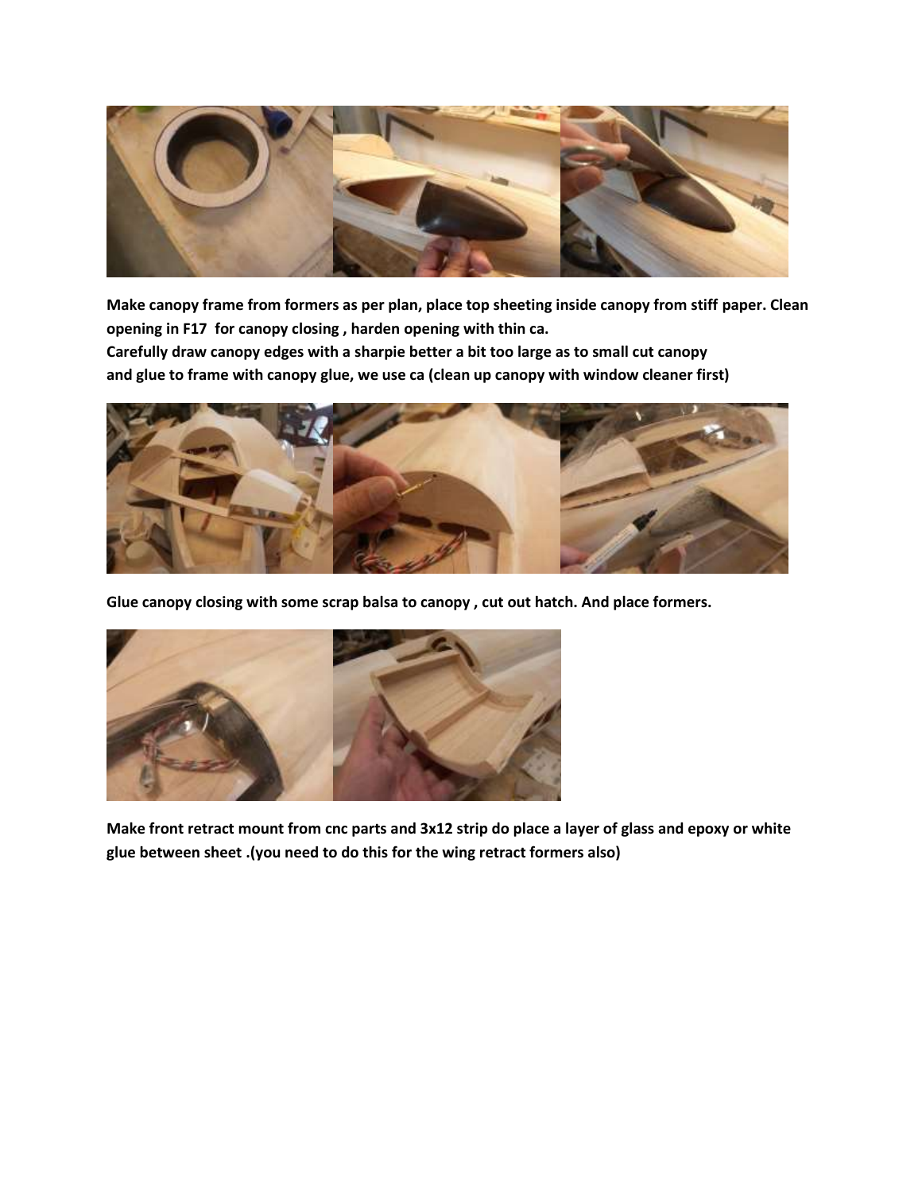**Make canopy frame from formers as per plan, place top sheeting inside canopy from stiff paper. Clean opening in F17 for canopy closing , harden opening with thin ca.**
**Carefully draw canopy edges with a sharpie better a bit too large as to small cut canopy and glue to frame with canopy glue, we use ca (clean up canopy with window cleaner first)**

**Glue canopy closing with some scrap balsa to canopy , cut out hatch. And place formers.**

**Make front retract mount from cnc parts and 3x12 strip do place a layer of glass and epoxy or white glue between sheet .(you need to do this for the wing retract formers also)**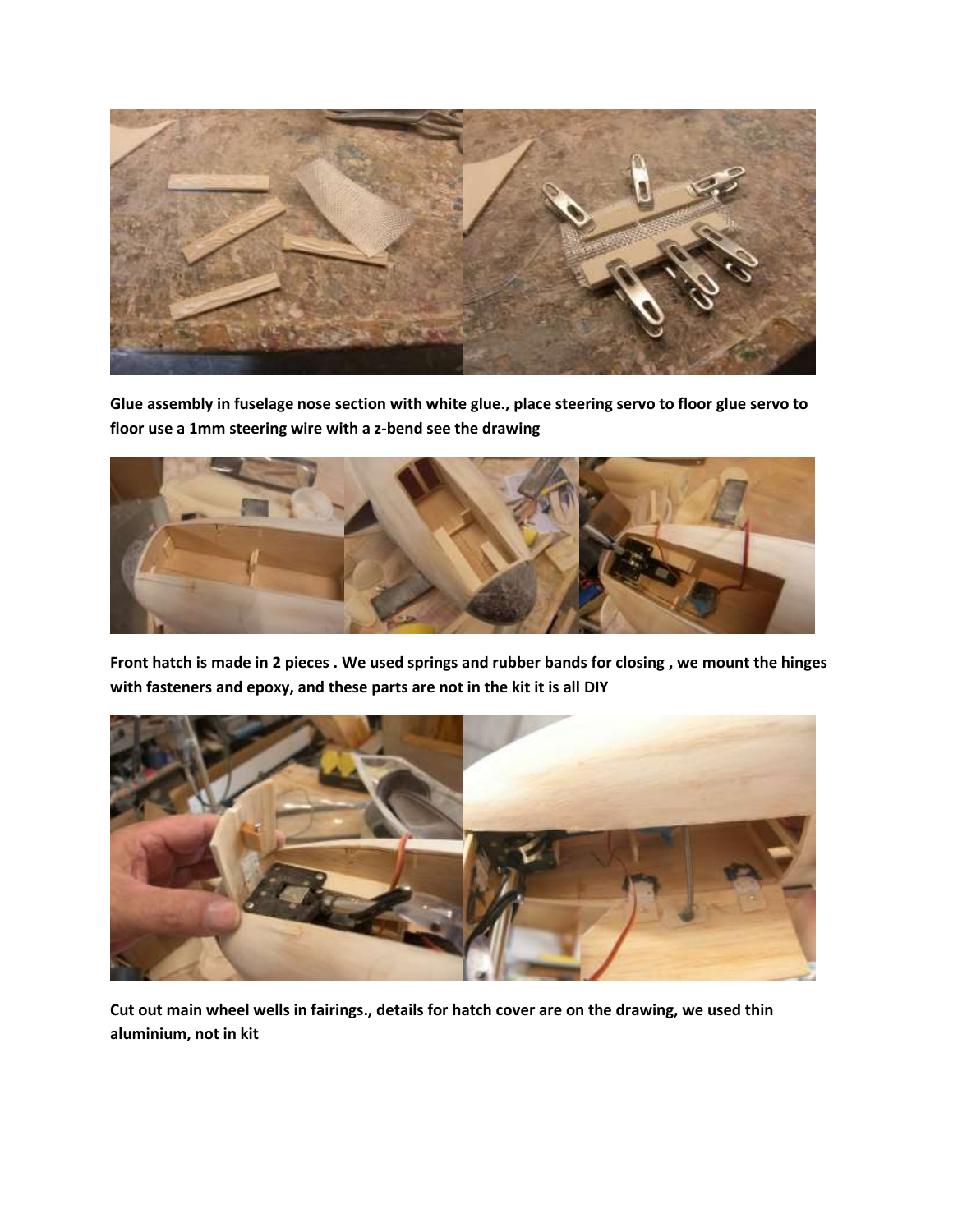**Glue assembly in fuselage nose section with white glue., place steering servo to floor glue servo to floor use a 1mm steering wire with a z-bend see the drawing**

**Front hatch is made in 2 pieces . We used springs and rubber bands for closing , we mount the hinges with fasteners and epoxy, and these parts are not in the kit it is all DIY**

**Cut out main wheel wells in fairings., details for hatch cover are on the drawing, we used thin aluminium, not in kit**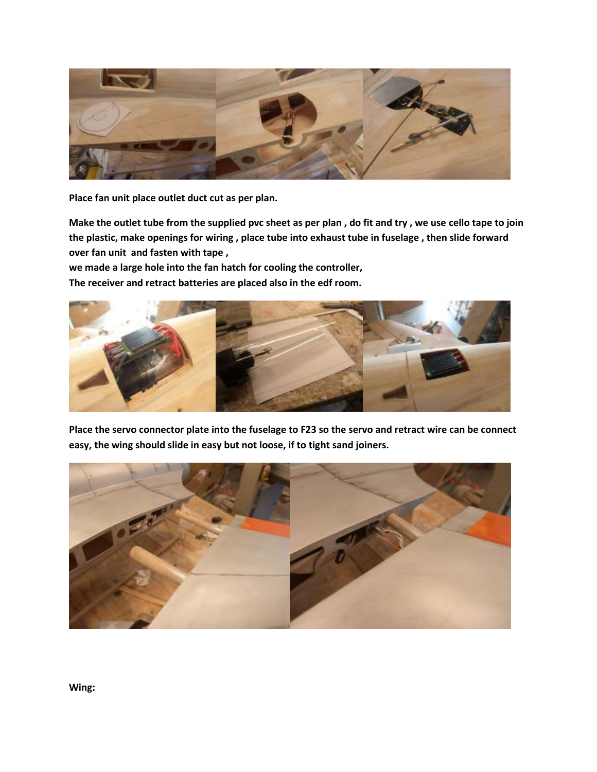**Place fan unit place outlet duct cut as per plan.**

**Make the outlet tube from the supplied pvc sheet as per plan , do fit and try , we use cello tape to join the plastic, make openings for wiring , place tube into exhaust tube in fuselage , then slide forward over fan unit  and fasten with tape ,**

**we made a large hole into the fan hatch for cooling the controller,**

**The receiver and retract batteries are placed also in the edf room.**

**Place the servo connector plate into the fuselage to F23 so the servo and retract wire can be connect easy, the wing should slide in easy but not loose, if to tight sand joiners.**

**Wing:**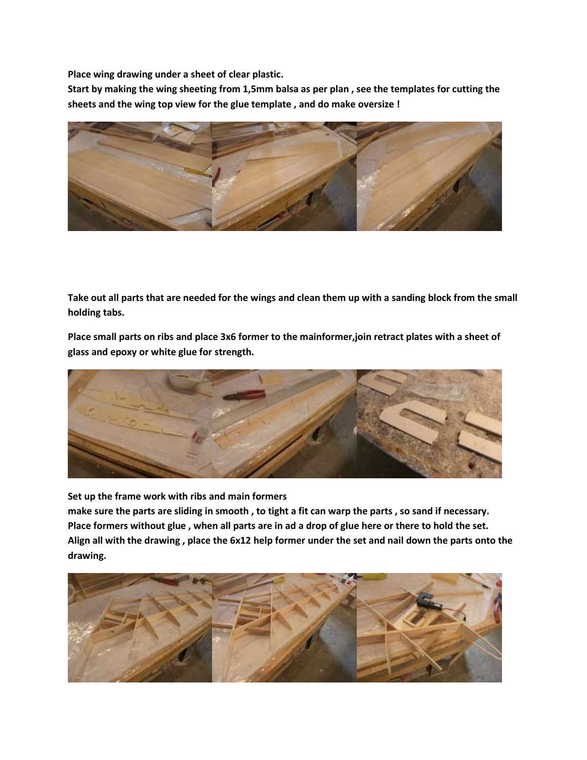**Place wing drawing under a sheet of clear plastic.**
**Start by making the wing sheeting from 1,5mm balsa as per plan , see the templates for cutting the sheets and the wing top view for the glue template , and do make oversize !**

**Take out all parts that are needed for the wings and clean them up with a sanding block from the small holding tabs.**

**Place small parts on ribs and place 3x6 former to the mainformer,join retract plates with a sheet of glass and epoxy or white glue for strength.**

**Set up the frame work with ribs and main formers**
**make sure the parts are sliding in smooth , to tight a fit can warp the parts , so sand if necessary.**
**Place formers without glue , when all parts are in ad a drop of glue here or there to hold the set.**
**Align all with the drawing , place the 6x12 help former under the set and nail down the parts onto the drawing.**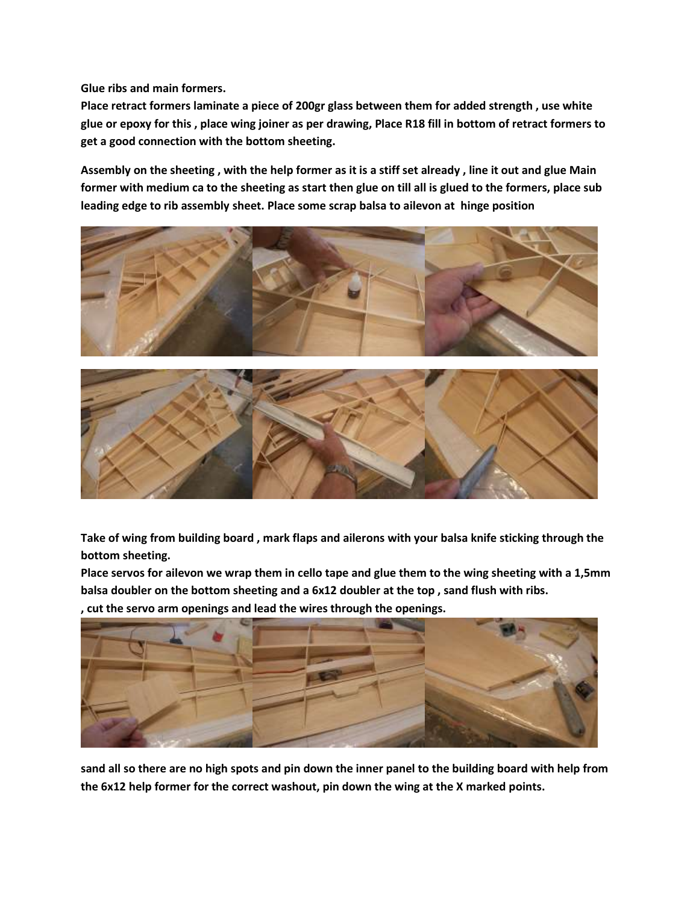**Glue ribs and main formers.**
**Place retract formers laminate a piece of 200gr glass between them for added strength , use white glue or epoxy for this , place wing joiner as per drawing, Place R18 fill in bottom of retract formers to get a good connection with the bottom sheeting.**

**Assembly on the sheeting , with the help former as it is a stiff set already , line it out and glue Main former with medium ca to the sheeting as start then glue on till all is glued to the formers, place sub leading edge to rib assembly sheet. Place some scrap balsa to ailevon at hinge position**

**Take of wing from building board , mark flaps and ailerons with your balsa knife sticking through the bottom sheeting.**
**Place servos for ailevon we wrap them in cello tape and glue them to the wing sheeting with a 1,5mm balsa doubler on the bottom sheeting and a 6x12 doubler at the top , sand flush with ribs.**
**, cut the servo arm openings and lead the wires through the openings.**

**sand all so there are no high spots and pin down the inner panel to the building board with help from the 6x12 help former for the correct washout, pin down the wing at the X marked points.**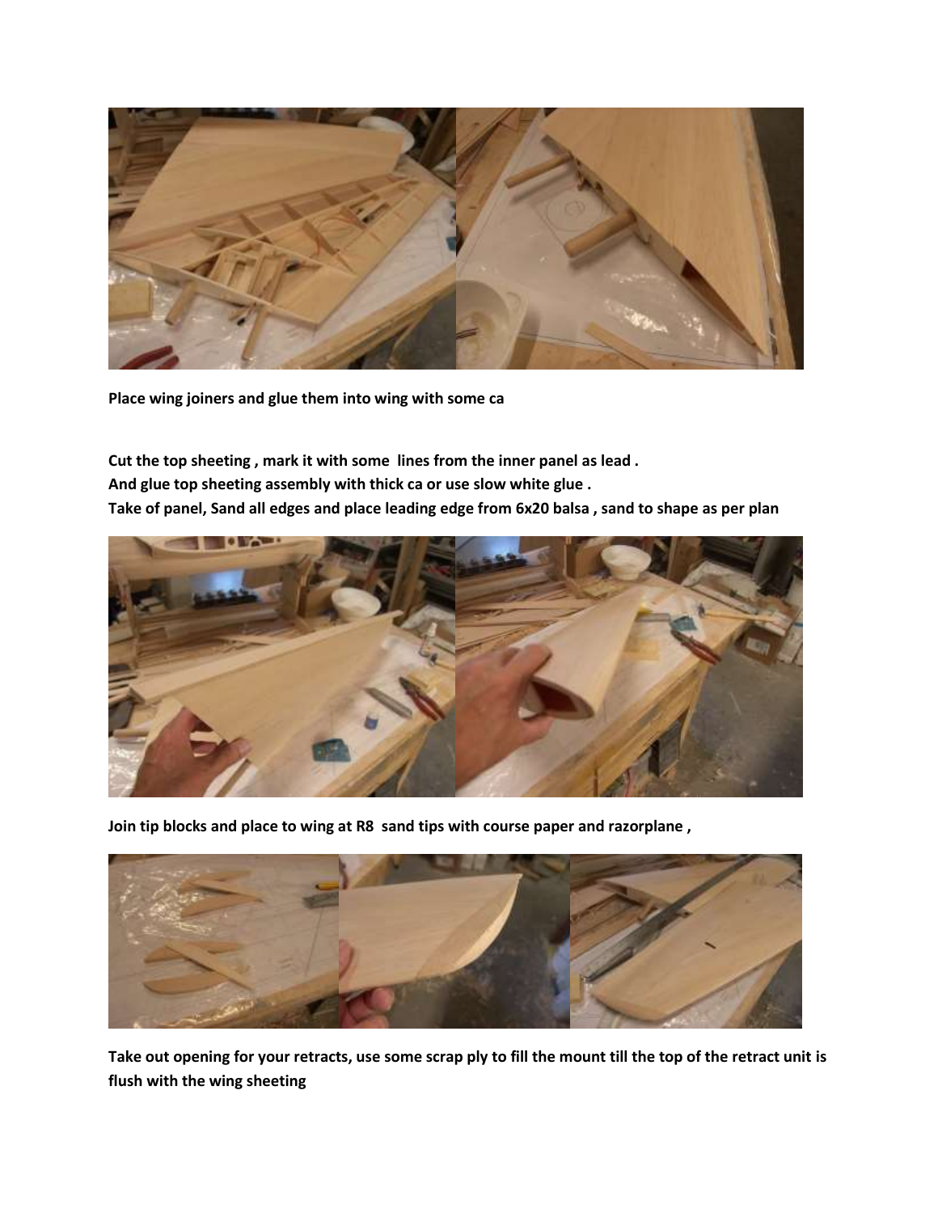**Place wing joiners and glue them into wing with some ca**

**Cut the top sheeting , mark it with some lines from the inner panel as lead .**
**And glue top sheeting assembly with thick ca or use slow white glue .**
**Take of panel, Sand all edges and place leading edge from 6x20 balsa , sand to shape as per plan**

**Join tip blocks and place to wing at R8 sand tips with course paper and razorplane ,**

**Take out opening for your retracts, use some scrap ply to fill the mount till the top of the retract unit is flush with the wing sheeting**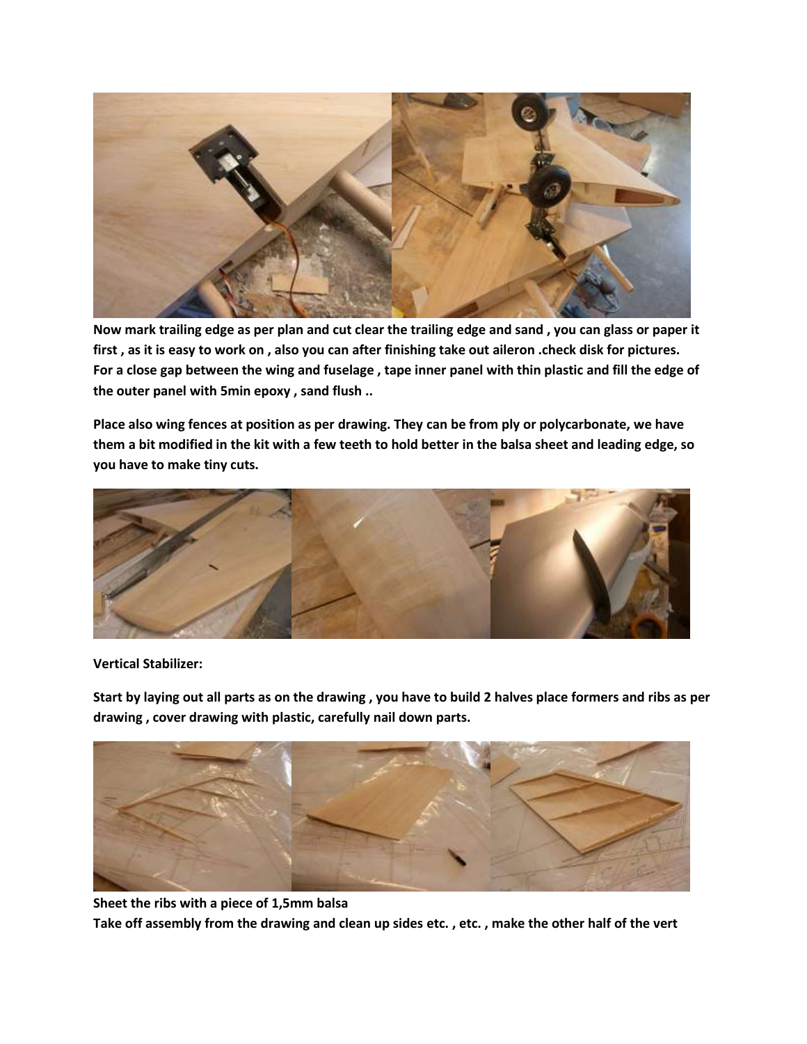**Now mark trailing edge as per plan and cut clear the trailing edge and sand , you can glass or paper it first , as it is easy to work on , also you can after finishing take out aileron .check disk for pictures. For a close gap between the wing and fuselage , tape inner panel with thin plastic and fill the edge of the outer panel with 5min epoxy , sand flush ..**

**Place also wing fences at position as per drawing. They can be from ply or polycarbonate, we have them a bit modified in the kit with a few teeth to hold better in the balsa sheet and leading edge, so you have to make tiny cuts.**

**Vertical Stabilizer:**

**Start by laying out all parts as on the drawing , you have to build 2 halves place formers and ribs as per drawing , cover drawing with plastic, carefully nail down parts.**

**Sheet the ribs with a piece of 1,5mm balsa**
**Take off assembly from the drawing and clean up sides etc. , etc. , make the other half of the vert**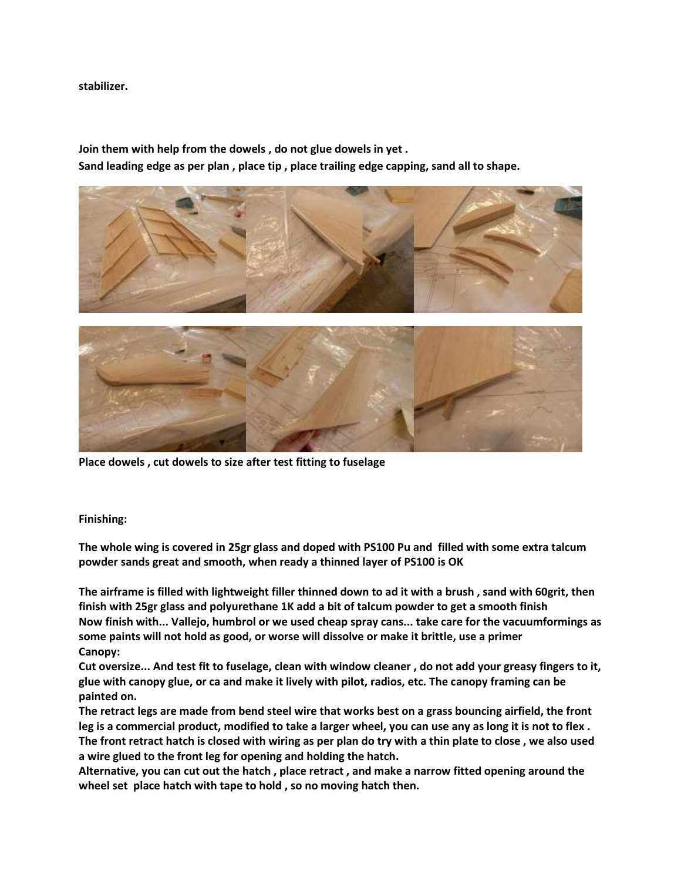**stabilizer.**

**Join them with help from the dowels , do not glue dowels in yet .**
**Sand leading edge as per plan , place tip , place trailing edge capping, sand all to shape.**

**Place dowels , cut dowels to size after test fitting to fuselage**

**Finishing:**

**The whole wing is covered in 25gr glass and doped with PS100 Pu and filled with some extra talcum powder sands great and smooth, when ready a thinned layer of PS100 is OK**

**The airframe is filled with lightweight filler thinned down to ad it with a brush , sand with 60grit, then finish with 25gr glass and polyurethane 1K add a bit of talcum powder to get a smooth finish**
**Now finish with... Vallejo, humbrol or we used cheap spray cans... take care for the vacuumformings as some paints will not hold as good, or worse will dissolve or make it brittle, use a primer**
**Canopy:**
**Cut oversize... And test fit to fuselage, clean with window cleaner , do not add your greasy fingers to it, glue with canopy glue, or ca and make it lively with pilot, radios, etc. The canopy framing can be painted on.**
**The retract legs are made from bend steel wire that works best on a grass bouncing airfield, the front leg is a commercial product, modified to take a larger wheel, you can use any as long it is not to flex .**
**The front retract hatch is closed with wiring as per plan do try with a thin plate to close , we also used a wire glued to the front leg for opening and holding the hatch.**
**Alternative, you can cut out the hatch , place retract , and make a narrow fitted opening around the wheel set place hatch with tape to hold , so no moving hatch then.**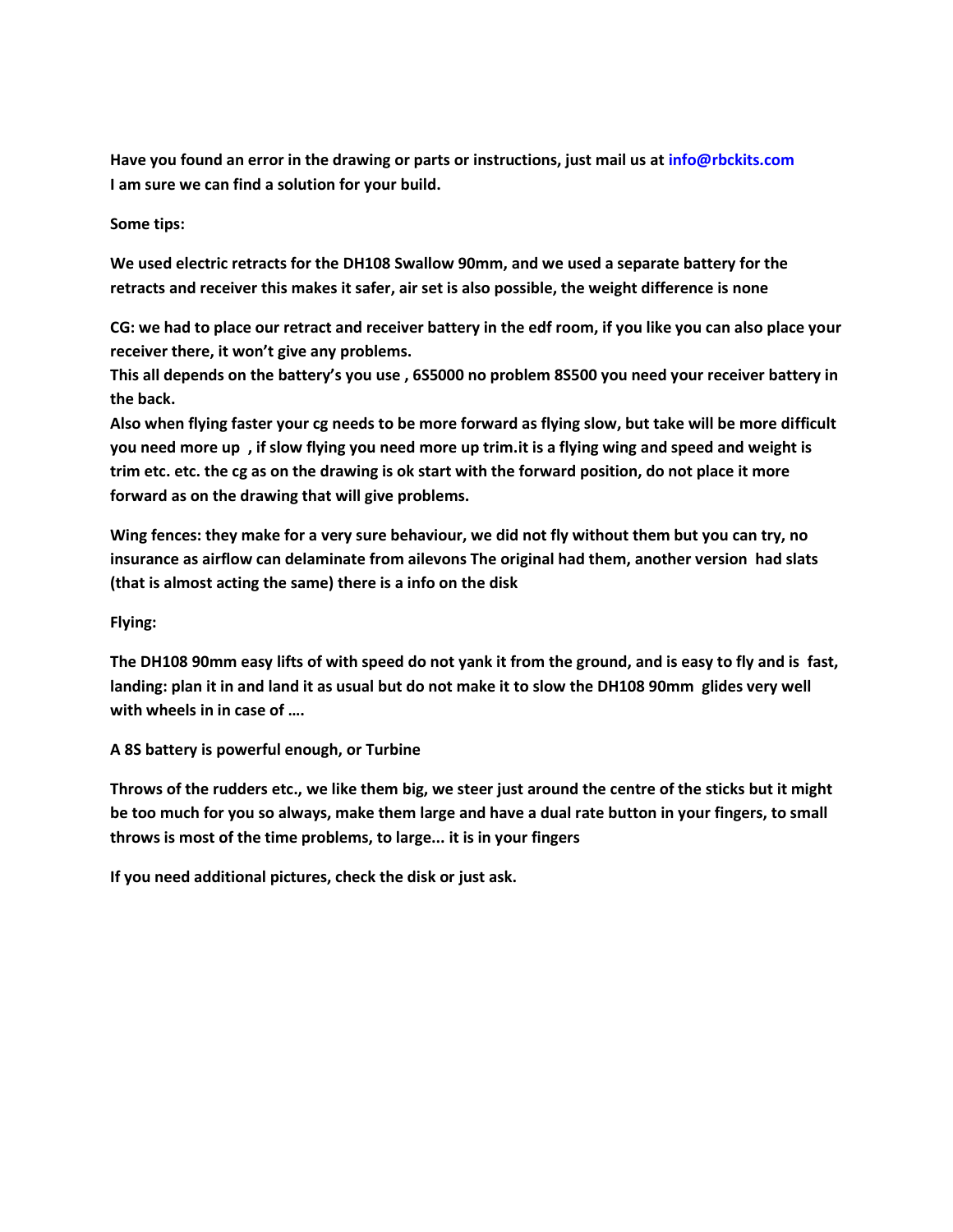**Have you found an error in the drawing or parts or instructions, just mail us at info@rbckits.com**
**I am sure we can find a solution for your build.**

**Some tips:**

**We used electric retracts for the DH108 Swallow 90mm, and we used a separate battery for the retracts and receiver this makes it safer, air set is also possible, the weight difference is none**

**CG: we had to place our retract and receiver battery in the edf room, if you like you can also place your receiver there, it won't give any problems.**
**This all depends on the battery's you use , 6S5000 no problem 8S500 you need your receiver battery in the back.**
**Also when flying faster your cg needs to be more forward as flying slow, but take will be more difficult you need more up , if slow flying you need more up trim.it is a flying wing and speed and weight is trim etc. etc. the cg as on the drawing is ok start with the forward position, do not place it more forward as on the drawing that will give problems.**

**Wing fences: they make for a very sure behaviour, we did not fly without them but you can try, no insurance as airflow can delaminate from ailevons The original had them, another version had slats (that is almost acting the same) there is a info on the disk**

**Flying:**

**The DH108 90mm easy lifts of with speed do not yank it from the ground, and is easy to fly and is fast, landing: plan it in and land it as usual but do not make it to slow the DH108 90mm glides very well with wheels in in case of ….**

**A 8S battery is powerful enough, or Turbine**

**Throws of the rudders etc., we like them big, we steer just around the centre of the sticks but it might be too much for you so always, make them large and have a dual rate button in your fingers, to small throws is most of the time problems, to large... it is in your fingers**

**If you need additional pictures, check the disk or just ask.**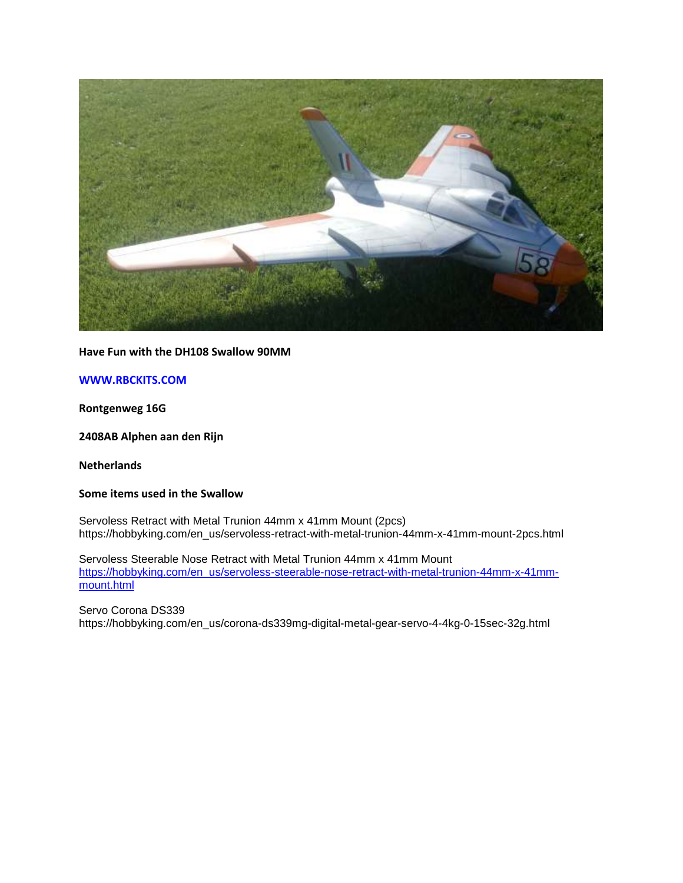**Have Fun with the DH108 Swallow 90MM**

**WWW.RBCKITS.COM**

**Rontgenweg 16G**

**2408AB Alphen aan den Rijn**

**Netherlands**

**Some items used in the Swallow**

Servoless Retract with Metal Trunion 44mm x 41mm Mount (2pcs)
https://hobbyking.com/en_us/servoless-retract-with-metal-trunion-44mm-x-41mm-mount-2pcs.html

Servoless Steerable Nose Retract with Metal Trunion 44mm x 41mm Mount
https://hobbyking.com/en_us/servoless-steerable-nose-retract-with-metal-trunion-44mm-x-41mm-mount.html

Servo Corona DS339
https://hobbyking.com/en_us/corona-ds339mg-digital-metal-gear-servo-4-4kg-0-15sec-32g.html